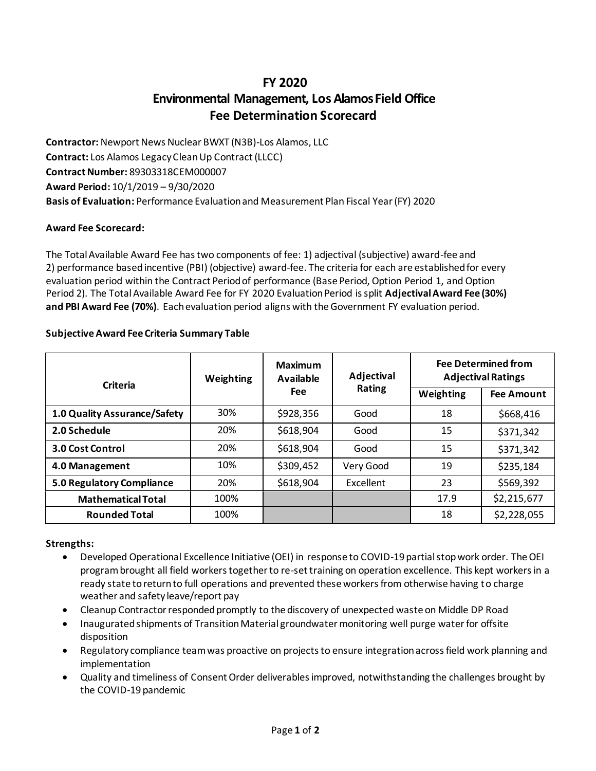# FY 2020
# Environmental Management, Los Alamos Field Office
# Fee Determination Scorecard

**Contractor:** Newport News Nuclear BWXT (N3B)-Los Alamos, LLC
**Contract:** Los Alamos Legacy Clean Up Contract (LLCC)
**Contract Number:** 89303318CEM000007
**Award Period:** 10/1/2019 – 9/30/2020
**Basis of Evaluation:** Performance Evaluation and Measurement Plan Fiscal Year (FY) 2020

**Award Fee Scorecard:**

The Total Available Award Fee has two components of fee: 1) adjectival (subjective) award-fee and 2) performance based incentive (PBI) (objective) award-fee. The criteria for each are established for every evaluation period within the Contract Period of performance (Base Period, Option Period 1, and Option Period 2). The Total Available Award Fee for FY 2020 Evaluation Period is split **Adjectival Award Fee (30%) and PBI Award Fee (70%)**. Each evaluation period aligns with the Government FY evaluation period.

**Subjective Award Fee Criteria Summary Table**

| Criteria | Weighting | Maximum Available Fee | Adjectival Rating | Fee Determined from Adjectival Ratings | |
|---|---|---|---|---|---|
| | | | | Weighting | Fee Amount |
| **1.0 Quality Assurance/Safety** | 30% | $928,356 | Good | 18 | $668,416 |
| **2.0 Schedule** | 20% | $618,904 | Good | 15 | $371,342 |
| **3.0 Cost Control** | 20% | $618,904 | Good | 15 | $371,342 |
| **4.0 Management** | 10% | $309,452 | Very Good | 19 | $235,184 |
| **5.0 Regulatory Compliance** | 20% | $618,904 | Excellent | 23 | $569,392 |
| **Mathematical Total** | 100% | | | 17.9 | $2,215,677 |
| **Rounded Total** | 100% | | | 18 | $2,228,055 |

**Strengths:**

- Developed Operational Excellence Initiative (OEI) in response to COVID-19 partial stop work order. The OEI program brought all field workers together to re-set training on operation excellence. This kept workers in a ready state to return to full operations and prevented these workers from otherwise having to charge weather and safety leave/report pay
- Cleanup Contractor responded promptly to the discovery of unexpected waste on Middle DP Road
- Inaugurated shipments of Transition Material groundwater monitoring well purge water for offsite disposition
- Regulatory compliance team was proactive on projects to ensure integration across field work planning and implementation
- Quality and timeliness of Consent Order deliverables improved, notwithstanding the challenges brought by the COVID-19 pandemic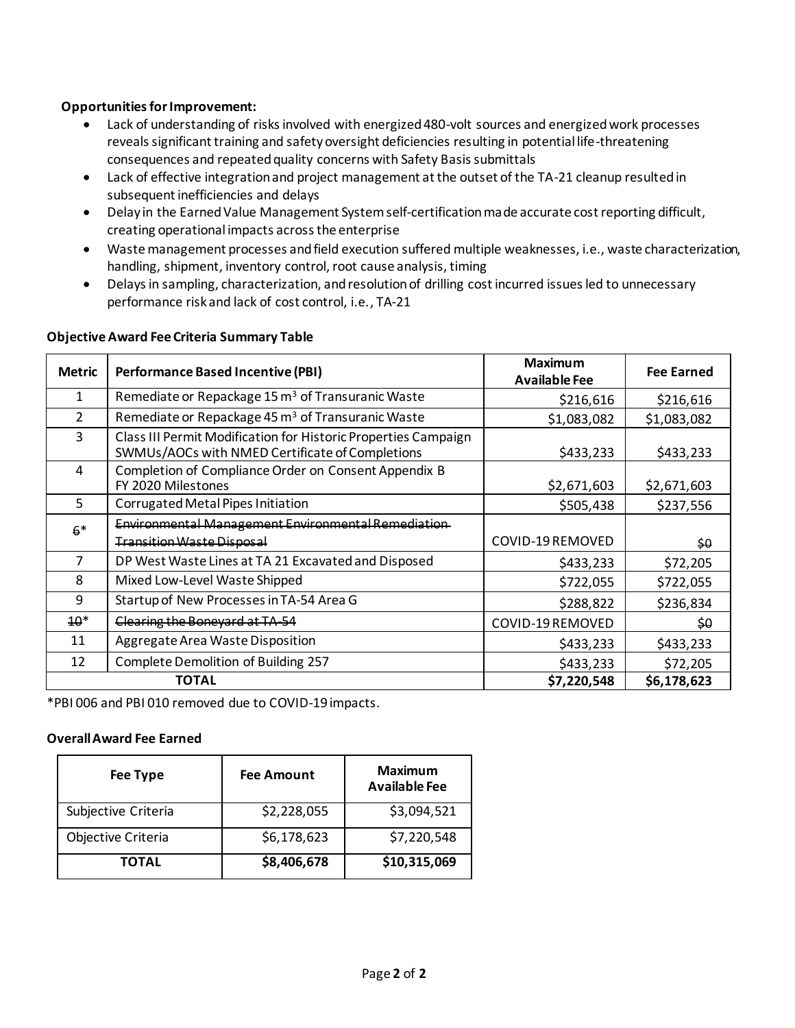**Opportunities for Improvement:**

- Lack of understanding of risks involved with energized 480-volt sources and energized work processes reveals significant training and safety oversight deficiencies resulting in potential life-threatening consequences and repeated quality concerns with Safety Basis submittals
- Lack of effective integration and project management at the outset of the TA-21 cleanup resulted in subsequent inefficiencies and delays
- Delay in the Earned Value Management System self-certification made accurate cost reporting difficult, creating operational impacts across the enterprise
- Waste management processes and field execution suffered multiple weaknesses, i.e., waste characterization, handling, shipment, inventory control, root cause analysis, timing
- Delays in sampling, characterization, and resolution of drilling cost incurred issues led to unnecessary performance risk and lack of cost control, i.e., TA-21

**Objective Award Fee Criteria Summary Table**

| Metric | Performance Based Incentive (PBI) | Maximum Available Fee | Fee Earned |
|---|---|---|---|
| 1 | Remediate or Repackage 15 $m^3$ of Transuranic Waste | $216,616 | $216,616 |
| 2 | Remediate or Repackage 45 $m^3$ of Transuranic Waste | $1,083,082 | $1,083,082 |
| 3 | Class III Permit Modification for Historic Properties Campaign SWMUs/AOCs with NMED Certificate of Completions | $433,233 | $433,233 |
| 4 | Completion of Compliance Order on Consent Appendix B FY 2020 Milestones | $2,671,603 | $2,671,603 |
| 5 | Corrugated Metal Pipes Initiation | $505,438 | $237,556 |
| ~~6~~* | ~~Environmental Management Environmental Remediation Transition Waste Disposal~~ | COVID-19 REMOVED | ~~$0~~ |
| 7 | DP West Waste Lines at TA 21 Excavated and Disposed | $433,233 | $72,205 |
| 8 | Mixed Low-Level Waste Shipped | $722,055 | $722,055 |
| 9 | Startup of New Processes in TA-54 Area G | $288,822 | $236,834 |
| ~~10~~* | ~~Clearing the Boneyard at TA-54~~ | COVID-19 REMOVED | ~~$0~~ |
| 11 | Aggregate Area Waste Disposition | $433,233 | $433,233 |
| 12 | Complete Demolition of Building 257 | $433,233 | $72,205 |
| **TOTAL** | | **$7,220,548** | **$6,178,623** |

*PBI 006 and PBI 010 removed due to COVID-19 impacts.

**Overall Award Fee Earned**

| Fee Type | Fee Amount | Maximum Available Fee |
|---|---|---|
| Subjective Criteria | $2,228,055 | $3,094,521 |
| Objective Criteria | $6,178,623 | $7,220,548 |
| **TOTAL** | **$8,406,678** | **$10,315,069** |